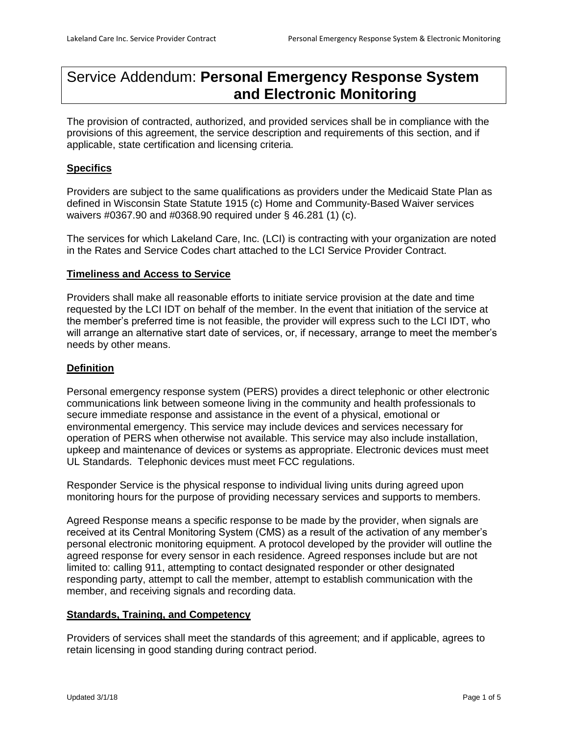# Service Addendum: **Personal Emergency Response System and Electronic Monitoring**

The provision of contracted, authorized, and provided services shall be in compliance with the provisions of this agreement, the service description and requirements of this section, and if applicable, state certification and licensing criteria.

## Specifics

Providers are subject to the same qualifications as providers under the Medicaid State Plan as defined in Wisconsin State Statute 1915 (c) Home and Community-Based Waiver services waivers #0367.90 and #0368.90 required under § 46.281 (1) (c).

The services for which Lakeland Care, Inc. (LCI) is contracting with your organization are noted in the Rates and Service Codes chart attached to the LCI Service Provider Contract.

## Timeliness and Access to Service

Providers shall make all reasonable efforts to initiate service provision at the date and time requested by the LCI IDT on behalf of the member. In the event that initiation of the service at the member's preferred time is not feasible, the provider will express such to the LCI IDT, who will arrange an alternative start date of services, or, if necessary, arrange to meet the member's needs by other means.

## Definition

Personal emergency response system (PERS) provides a direct telephonic or other electronic communications link between someone living in the community and health professionals to secure immediate response and assistance in the event of a physical, emotional or environmental emergency. This service may include devices and services necessary for operation of PERS when otherwise not available. This service may also include installation, upkeep and maintenance of devices or systems as appropriate. Electronic devices must meet UL Standards. Telephonic devices must meet FCC regulations.

Responder Service is the physical response to individual living units during agreed upon monitoring hours for the purpose of providing necessary services and supports to members.

Agreed Response means a specific response to be made by the provider, when signals are received at its Central Monitoring System (CMS) as a result of the activation of any member's personal electronic monitoring equipment. A protocol developed by the provider will outline the agreed response for every sensor in each residence. Agreed responses include but are not limited to: calling 911, attempting to contact designated responder or other designated responding party, attempt to call the member, attempt to establish communication with the member, and receiving signals and recording data.

## Standards, Training, and Competency

Providers of services shall meet the standards of this agreement; and if applicable, agrees to retain licensing in good standing during contract period.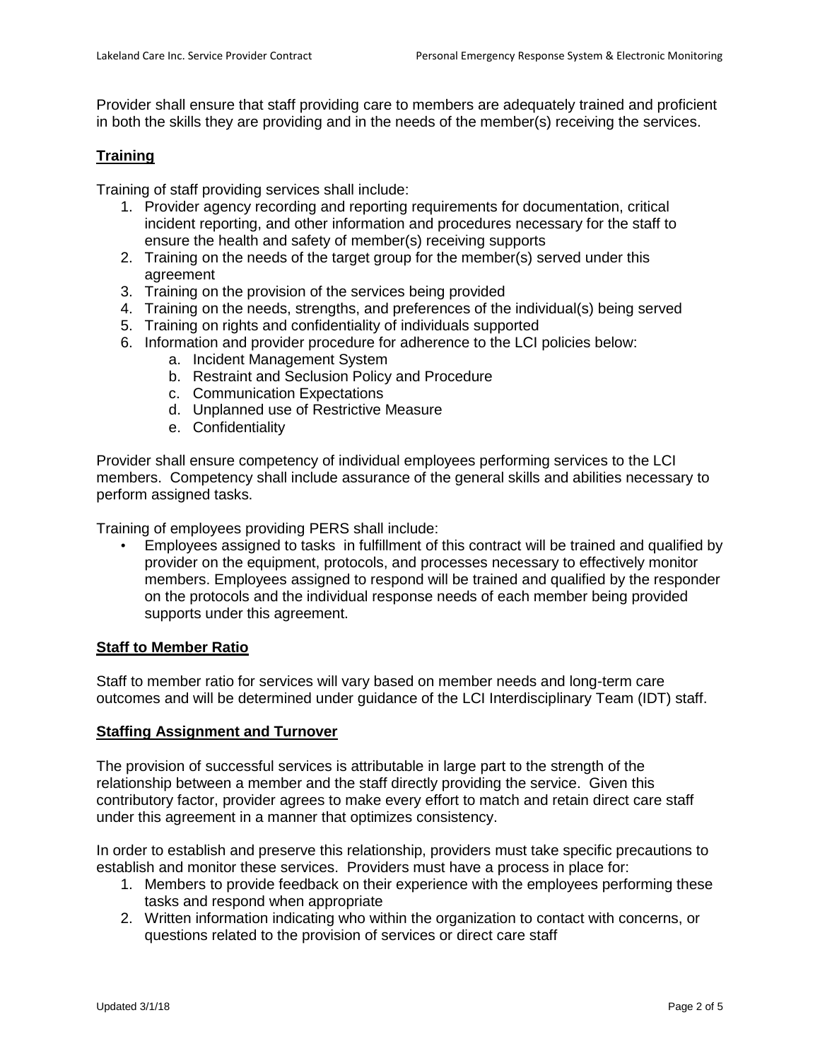Provider shall ensure that staff providing care to members are adequately trained and proficient in both the skills they are providing and in the needs of the member(s) receiving the services.

## Training

Training of staff providing services shall include:

1. Provider agency recording and reporting requirements for documentation, critical incident reporting, and other information and procedures necessary for the staff to ensure the health and safety of member(s) receiving supports
2. Training on the needs of the target group for the member(s) served under this agreement
3. Training on the provision of the services being provided
4. Training on the needs, strengths, and preferences of the individual(s) being served
5. Training on rights and confidentiality of individuals supported
6. Information and provider procedure for adherence to the LCI policies below:
    a. Incident Management System
    b. Restraint and Seclusion Policy and Procedure
    c. Communication Expectations
    d. Unplanned use of Restrictive Measure
    e. Confidentiality

Provider shall ensure competency of individual employees performing services to the LCI members. Competency shall include assurance of the general skills and abilities necessary to perform assigned tasks.

Training of employees providing PERS shall include:

- Employees assigned to tasks in fulfillment of this contract will be trained and qualified by provider on the equipment, protocols, and processes necessary to effectively monitor members. Employees assigned to respond will be trained and qualified by the responder on the protocols and the individual response needs of each member being provided supports under this agreement.

## Staff to Member Ratio

Staff to member ratio for services will vary based on member needs and long-term care outcomes and will be determined under guidance of the LCI Interdisciplinary Team (IDT) staff.

## Staffing Assignment and Turnover

The provision of successful services is attributable in large part to the strength of the relationship between a member and the staff directly providing the service. Given this contributory factor, provider agrees to make every effort to match and retain direct care staff under this agreement in a manner that optimizes consistency.

In order to establish and preserve this relationship, providers must take specific precautions to establish and monitor these services. Providers must have a process in place for:

1. Members to provide feedback on their experience with the employees performing these tasks and respond when appropriate
2. Written information indicating who within the organization to contact with concerns, or questions related to the provision of services or direct care staff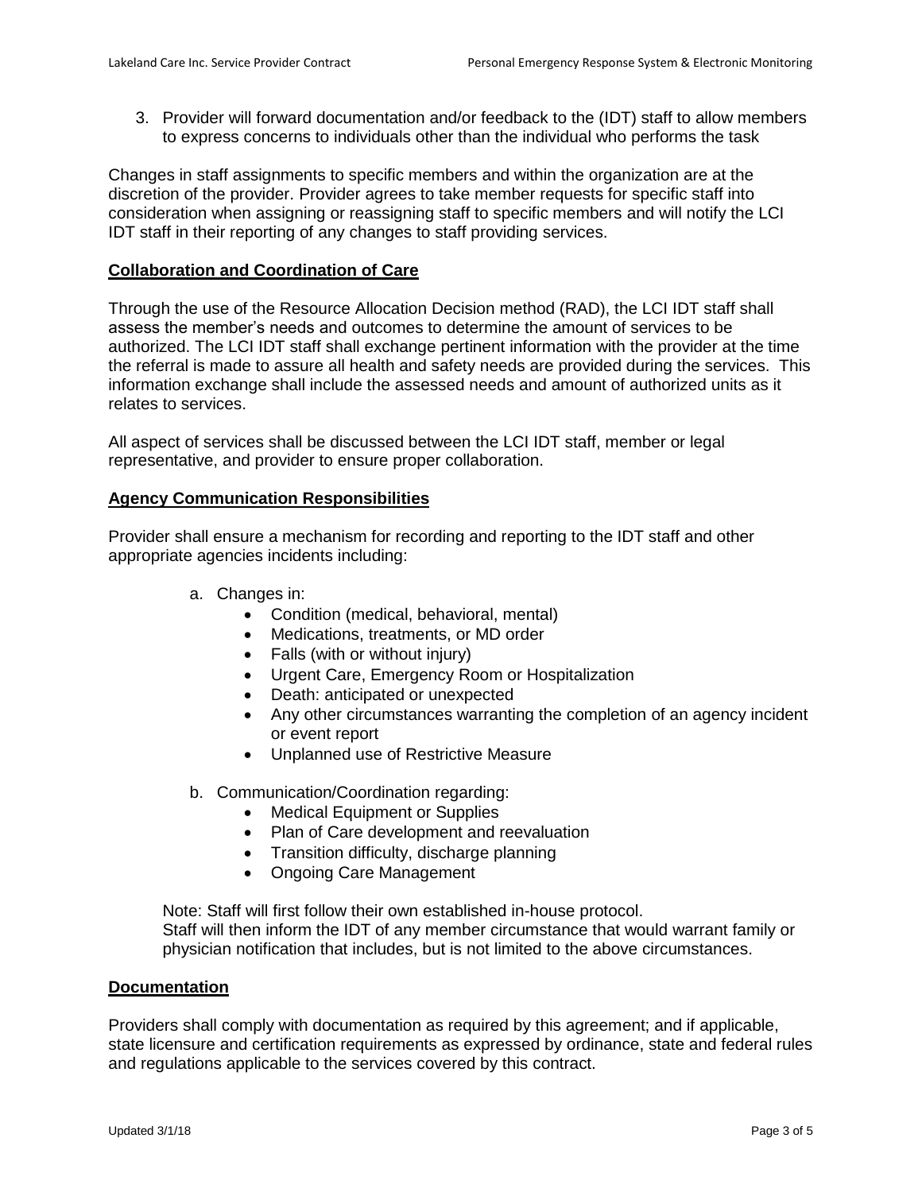3. Provider will forward documentation and/or feedback to the (IDT) staff to allow members to express concerns to individuals other than the individual who performs the task

Changes in staff assignments to specific members and within the organization are at the discretion of the provider. Provider agrees to take member requests for specific staff into consideration when assigning or reassigning staff to specific members and will notify the LCI IDT staff in their reporting of any changes to staff providing services.

**Collaboration and Coordination of Care**

Through the use of the Resource Allocation Decision method (RAD), the LCI IDT staff shall assess the member's needs and outcomes to determine the amount of services to be authorized. The LCI IDT staff shall exchange pertinent information with the provider at the time the referral is made to assure all health and safety needs are provided during the services. This information exchange shall include the assessed needs and amount of authorized units as it relates to services.

All aspect of services shall be discussed between the LCI IDT staff, member or legal representative, and provider to ensure proper collaboration.

**Agency Communication Responsibilities**

Provider shall ensure a mechanism for recording and reporting to the IDT staff and other appropriate agencies incidents including:

a. Changes in:
    - Condition (medical, behavioral, mental)
    - Medications, treatments, or MD order
    - Falls (with or without injury)
    - Urgent Care, Emergency Room or Hospitalization
    - Death: anticipated or unexpected
    - Any other circumstances warranting the completion of an agency incident or event report
    - Unplanned use of Restrictive Measure

b. Communication/Coordination regarding:
    - Medical Equipment or Supplies
    - Plan of Care development and reevaluation
    - Transition difficulty, discharge planning
    - Ongoing Care Management

Note: Staff will first follow their own established in-house protocol.
Staff will then inform the IDT of any member circumstance that would warrant family or physician notification that includes, but is not limited to the above circumstances.

**Documentation**

Providers shall comply with documentation as required by this agreement; and if applicable, state licensure and certification requirements as expressed by ordinance, state and federal rules and regulations applicable to the services covered by this contract.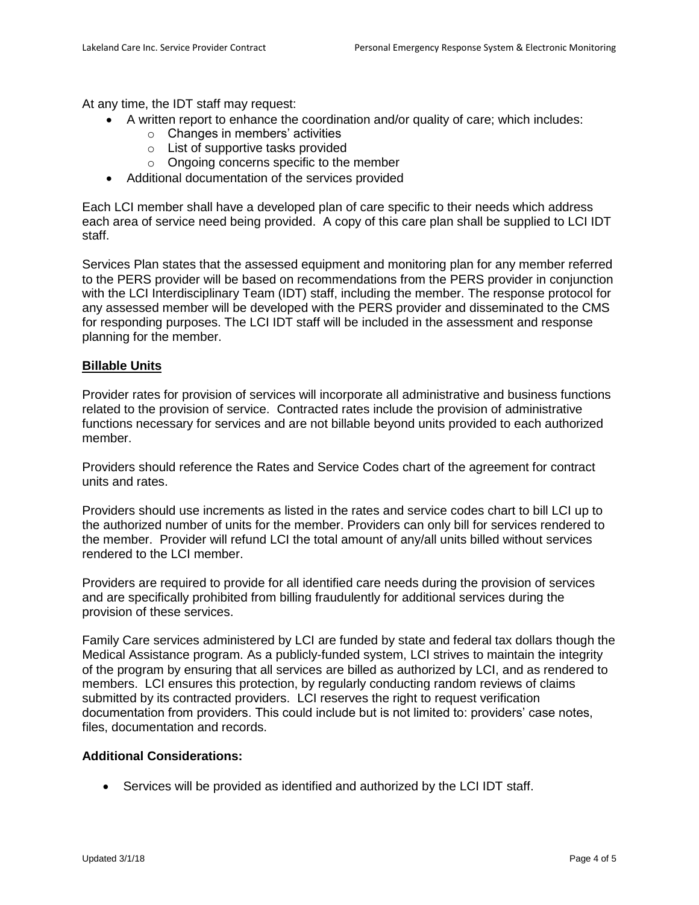At any time, the IDT staff may request:

- A written report to enhance the coordination and/or quality of care; which includes:
  - Changes in members' activities
  - List of supportive tasks provided
  - Ongoing concerns specific to the member
- Additional documentation of the services provided

Each LCI member shall have a developed plan of care specific to their needs which address each area of service need being provided. A copy of this care plan shall be supplied to LCI IDT staff.

Services Plan states that the assessed equipment and monitoring plan for any member referred to the PERS provider will be based on recommendations from the PERS provider in conjunction with the LCI Interdisciplinary Team (IDT) staff, including the member. The response protocol for any assessed member will be developed with the PERS provider and disseminated to the CMS for responding purposes. The LCI IDT staff will be included in the assessment and response planning for the member.

**Billable Units**

Provider rates for provision of services will incorporate all administrative and business functions related to the provision of service. Contracted rates include the provision of administrative functions necessary for services and are not billable beyond units provided to each authorized member.

Providers should reference the Rates and Service Codes chart of the agreement for contract units and rates.

Providers should use increments as listed in the rates and service codes chart to bill LCI up to the authorized number of units for the member. Providers can only bill for services rendered to the member. Provider will refund LCI the total amount of any/all units billed without services rendered to the LCI member.

Providers are required to provide for all identified care needs during the provision of services and are specifically prohibited from billing fraudulently for additional services during the provision of these services.

Family Care services administered by LCI are funded by state and federal tax dollars though the Medical Assistance program. As a publicly-funded system, LCI strives to maintain the integrity of the program by ensuring that all services are billed as authorized by LCI, and as rendered to members. LCI ensures this protection, by regularly conducting random reviews of claims submitted by its contracted providers. LCI reserves the right to request verification documentation from providers. This could include but is not limited to: providers' case notes, files, documentation and records.

**Additional Considerations:**

- Services will be provided as identified and authorized by the LCI IDT staff.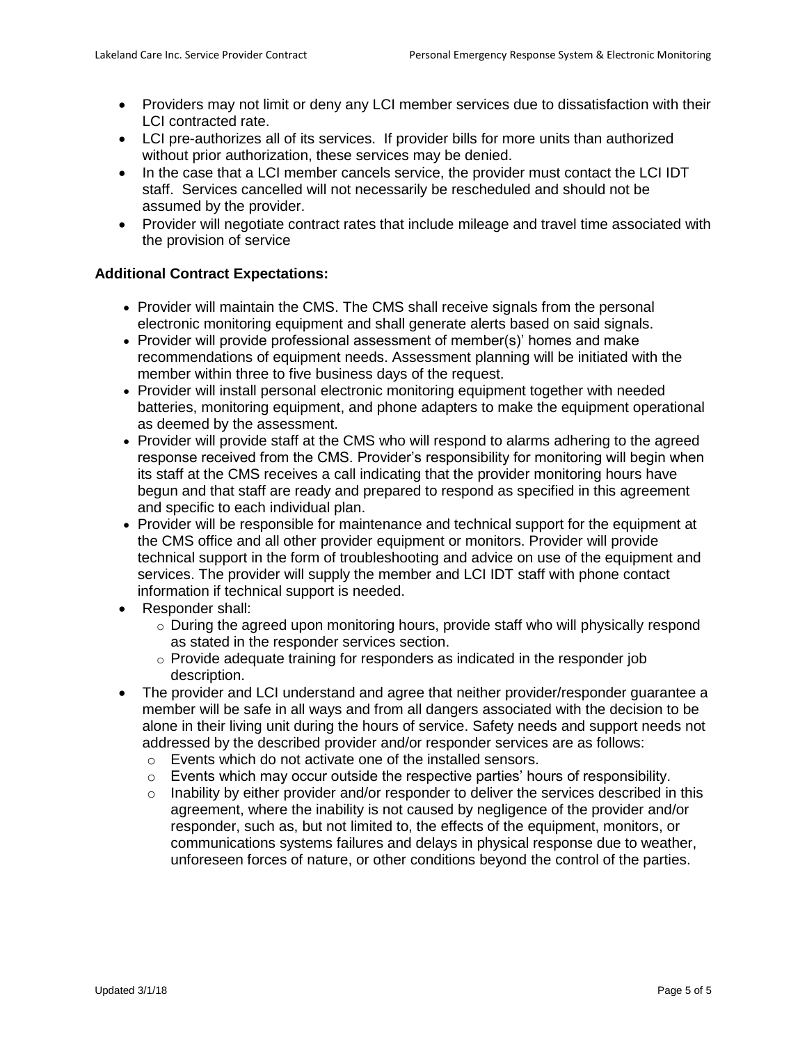- Providers may not limit or deny any LCI member services due to dissatisfaction with their LCI contracted rate.
- LCI pre-authorizes all of its services. If provider bills for more units than authorized without prior authorization, these services may be denied.
- In the case that a LCI member cancels service, the provider must contact the LCI IDT staff. Services cancelled will not necessarily be rescheduled and should not be assumed by the provider.
- Provider will negotiate contract rates that include mileage and travel time associated with the provision of service

**Additional Contract Expectations:**

- Provider will maintain the CMS. The CMS shall receive signals from the personal electronic monitoring equipment and shall generate alerts based on said signals.
- Provider will provide professional assessment of member(s)' homes and make recommendations of equipment needs. Assessment planning will be initiated with the member within three to five business days of the request.
- Provider will install personal electronic monitoring equipment together with needed batteries, monitoring equipment, and phone adapters to make the equipment operational as deemed by the assessment.
- Provider will provide staff at the CMS who will respond to alarms adhering to the agreed response received from the CMS. Provider's responsibility for monitoring will begin when its staff at the CMS receives a call indicating that the provider monitoring hours have begun and that staff are ready and prepared to respond as specified in this agreement and specific to each individual plan.
- Provider will be responsible for maintenance and technical support for the equipment at the CMS office and all other provider equipment or monitors. Provider will provide technical support in the form of troubleshooting and advice on use of the equipment and services. The provider will supply the member and LCI IDT staff with phone contact information if technical support is needed.
- Responder shall:
  - During the agreed upon monitoring hours, provide staff who will physically respond as stated in the responder services section.
  - Provide adequate training for responders as indicated in the responder job description.
- The provider and LCI understand and agree that neither provider/responder guarantee a member will be safe in all ways and from all dangers associated with the decision to be alone in their living unit during the hours of service. Safety needs and support needs not addressed by the described provider and/or responder services are as follows:
  - Events which do not activate one of the installed sensors.
  - Events which may occur outside the respective parties' hours of responsibility.
  - Inability by either provider and/or responder to deliver the services described in this agreement, where the inability is not caused by negligence of the provider and/or responder, such as, but not limited to, the effects of the equipment, monitors, or communications systems failures and delays in physical response due to weather, unforeseen forces of nature, or other conditions beyond the control of the parties.